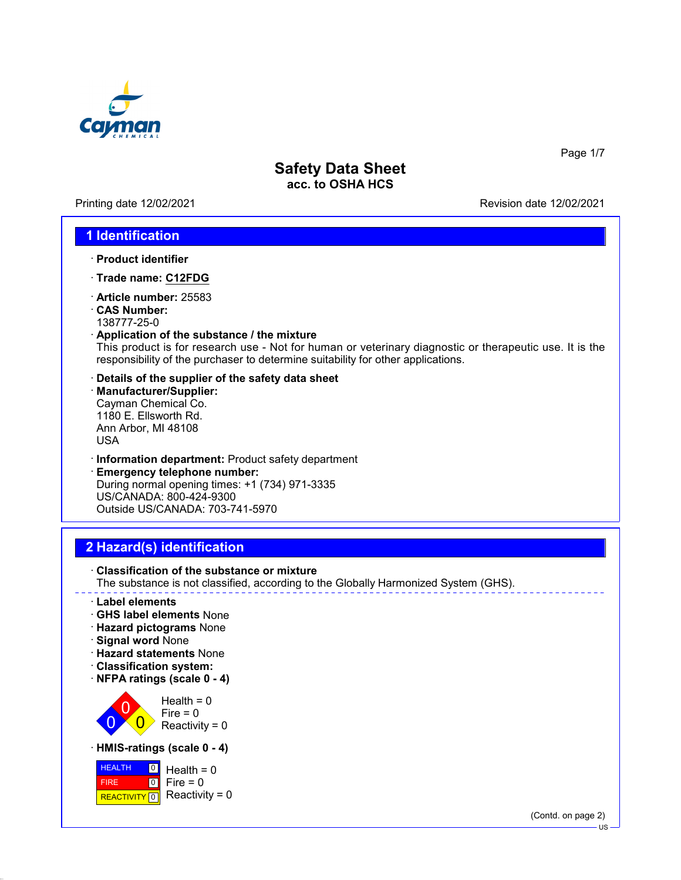# Safety Data Sheet

**acc. to OSHA HCS**

Printing date 12/02/2021 Revision date 12/02/2021

## 1 Identification

· **Product identifier**

· **Trade name: C12FDG**

· **Article number:** 25583
· **CAS Number:**
138777-25-0
· **Application of the substance / the mixture**
This product is for research use - Not for human or veterinary diagnostic or therapeutic use. It is the responsibility of the purchaser to determine suitability for other applications.

· **Details of the supplier of the safety data sheet**
· **Manufacturer/Supplier:**
Cayman Chemical Co.
1180 E. Ellsworth Rd.
Ann Arbor, MI 48108
USA

· **Information department:** Product safety department
· **Emergency telephone number:**
During normal opening times: +1 (734) 971-3335
US/CANADA: 800-424-9300
Outside US/CANADA: 703-741-5970

## 2 Hazard(s) identification

· **Classification of the substance or mixture**
The substance is not classified, according to the Globally Harmonized System (GHS).

· **Label elements**
· **GHS label elements** None
· **Hazard pictograms** None
· **Signal word** None
· **Hazard statements** None
· **Classification system:**
· **NFPA ratings (scale 0 - 4)**

Health = 0
Fire = 0
Reactivity = 0

· **HMIS-ratings (scale 0 - 4)**

| | | |
|---|---|---|
| HEALTH | 0 | Health = 0 |
| FIRE | 0 | Fire = 0 |
| REACTIVITY | 0 | Reactivity = 0 |

(Contd. on page 2)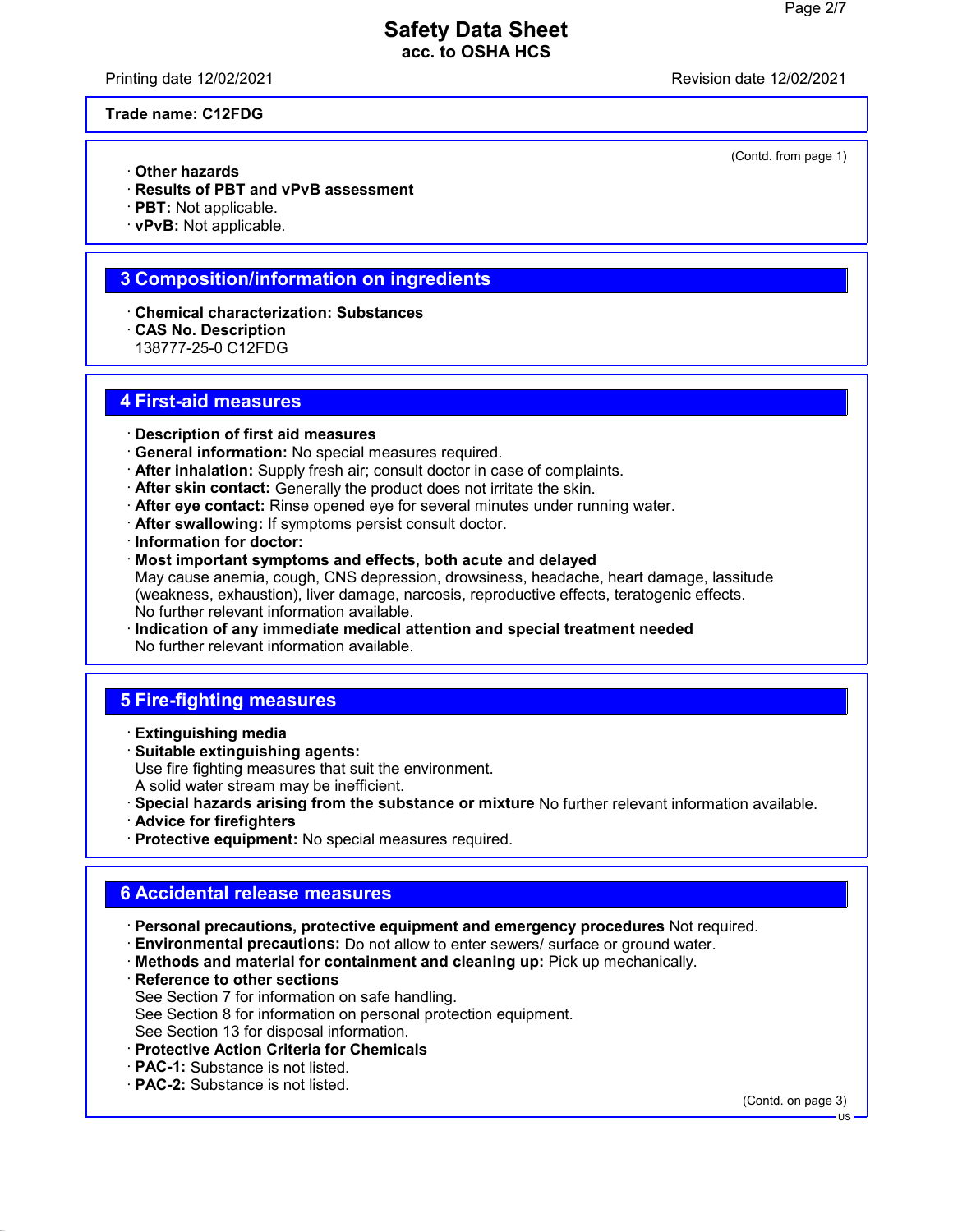**Trade name: C12FDG**

(Contd. from page 1)

- **Other hazards**
- **Results of PBT and vPvB assessment**
- **PBT:** Not applicable.
- **vPvB:** Not applicable.

## 3 Composition/information on ingredients

- **Chemical characterization: Substances**
- **CAS No. Description**
  138777-25-0 C12FDG

## 4 First-aid measures

- **Description of first aid measures**
- **General information:** No special measures required.
- **After inhalation:** Supply fresh air; consult doctor in case of complaints.
- **After skin contact:** Generally the product does not irritate the skin.
- **After eye contact:** Rinse opened eye for several minutes under running water.
- **After swallowing:** If symptoms persist consult doctor.
- **Information for doctor:**
- **Most important symptoms and effects, both acute and delayed**
  May cause anemia, cough, CNS depression, drowsiness, headache, heart damage, lassitude (weakness, exhaustion), liver damage, narcosis, reproductive effects, teratogenic effects.
  No further relevant information available.
- **Indication of any immediate medical attention and special treatment needed**
  No further relevant information available.

## 5 Fire-fighting measures

- **Extinguishing media**
- **Suitable extinguishing agents:**
  Use fire fighting measures that suit the environment.
  A solid water stream may be inefficient.
- **Special hazards arising from the substance or mixture** No further relevant information available.
- **Advice for firefighters**
- **Protective equipment:** No special measures required.

## 6 Accidental release measures

- **Personal precautions, protective equipment and emergency procedures** Not required.
- **Environmental precautions:** Do not allow to enter sewers/ surface or ground water.
- **Methods and material for containment and cleaning up:** Pick up mechanically.
- **Reference to other sections**
  See Section 7 for information on safe handling.
  See Section 8 for information on personal protection equipment.
  See Section 13 for disposal information.
- **Protective Action Criteria for Chemicals**
- **PAC-1:** Substance is not listed.
- **PAC-2:** Substance is not listed.

(Contd. on page 3)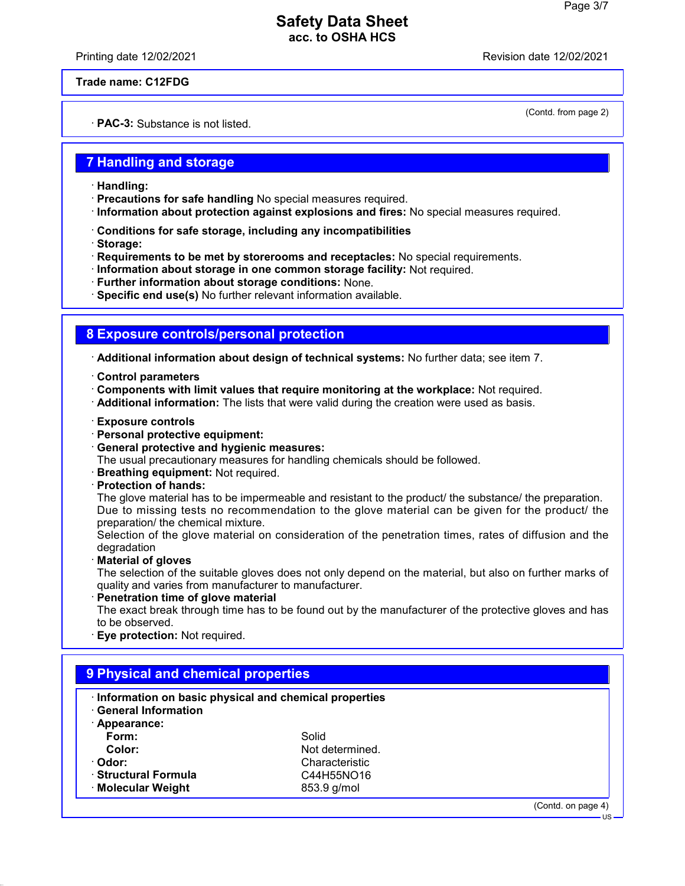Trade name: C12FDG

(Contd. from page 2)

· **PAC-3:** Substance is not listed.

## 7 Handling and storage

· **Handling:**
· **Precautions for safe handling** No special measures required.
· **Information about protection against explosions and fires:** No special measures required.

· **Conditions for safe storage, including any incompatibilities**
· **Storage:**
· **Requirements to be met by storerooms and receptacles:** No special requirements.
· **Information about storage in one common storage facility:** Not required.
· **Further information about storage conditions:** None.
· **Specific end use(s)** No further relevant information available.

## 8 Exposure controls/personal protection

· **Additional information about design of technical systems:** No further data; see item 7.

· **Control parameters**
· **Components with limit values that require monitoring at the workplace:** Not required.
· **Additional information:** The lists that were valid during the creation were used as basis.

· **Exposure controls**
· **Personal protective equipment:**
· **General protective and hygienic measures:**
The usual precautionary measures for handling chemicals should be followed.
· **Breathing equipment:** Not required.
· **Protection of hands:**
The glove material has to be impermeable and resistant to the product/ the substance/ the preparation.
Due to missing tests no recommendation to the glove material can be given for the product/ the preparation/ the chemical mixture.
Selection of the glove material on consideration of the penetration times, rates of diffusion and the degradation
· **Material of gloves**
The selection of the suitable gloves does not only depend on the material, but also on further marks of quality and varies from manufacturer to manufacturer.
· **Penetration time of glove material**
The exact break through time has to be found out by the manufacturer of the protective gloves and has to be observed.
· **Eye protection:** Not required.

## 9 Physical and chemical properties

· **Information on basic physical and chemical properties**
· **General Information**
· **Appearance:**

| | |
|---|---|
| **Form:** | Solid |
| **Color:** | Not determined. |
| · **Odor:** | Characteristic |
| · **Structural Formula** | $C_{44}H_{55}NO_{16}$ |
| · **Molecular Weight** | 853.9 g/mol |

(Contd. on page 4)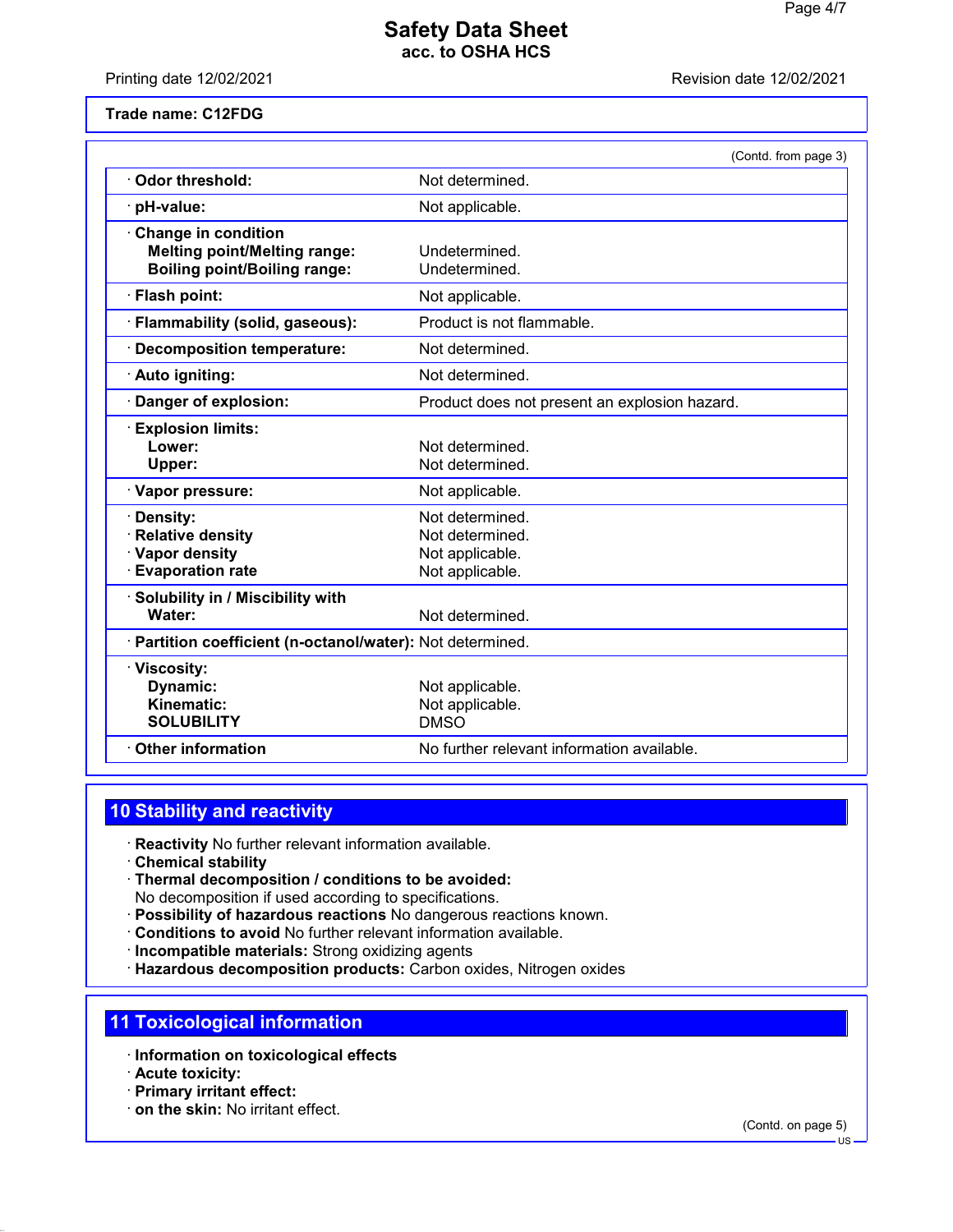**Safety Data Sheet**
**acc. to OSHA HCS**

Printing date 12/02/2021 Revision date 12/02/2021

**Trade name: C12FDG**

(Contd. from page 3)

| | |
|---|---|
| · **Odor threshold:** | Not determined. |
| · **pH-value:** | Not applicable. |
| · **Change in condition** | |
| **Melting point/Melting range:** | Undetermined. |
| **Boiling point/Boiling range:** | Undetermined. |
| · **Flash point:** | Not applicable. |
| · **Flammability (solid, gaseous):** | Product is not flammable. |
| · **Decomposition temperature:** | Not determined. |
| · **Auto igniting:** | Not determined. |
| · **Danger of explosion:** | Product does not present an explosion hazard. |
| · **Explosion limits:** | |
| **Lower:** | Not determined. |
| **Upper:** | Not determined. |
| · **Vapor pressure:** | Not applicable. |
| · **Density:** | Not determined. |
| · **Relative density** | Not determined. |
| · **Vapor density** | Not applicable. |
| · **Evaporation rate** | Not applicable. |
| · **Solubility in / Miscibility with** | |
| **Water:** | Not determined. |
| · **Partition coefficient (n-octanol/water):** | Not determined. |
| · **Viscosity:** | |
| **Dynamic:** | Not applicable. |
| **Kinematic:** | Not applicable. |
| **SOLUBILITY** | DMSO |
| · **Other information** | No further relevant information available. |

## 10 Stability and reactivity

· **Reactivity** No further relevant information available.
· **Chemical stability**
· **Thermal decomposition / conditions to be avoided:**
No decomposition if used according to specifications.
· **Possibility of hazardous reactions** No dangerous reactions known.
· **Conditions to avoid** No further relevant information available.
· **Incompatible materials:** Strong oxidizing agents
· **Hazardous decomposition products:** Carbon oxides, Nitrogen oxides

## 11 Toxicological information

· **Information on toxicological effects**
· **Acute toxicity:**
· **Primary irritant effect:**
· **on the skin:** No irritant effect.

(Contd. on page 5)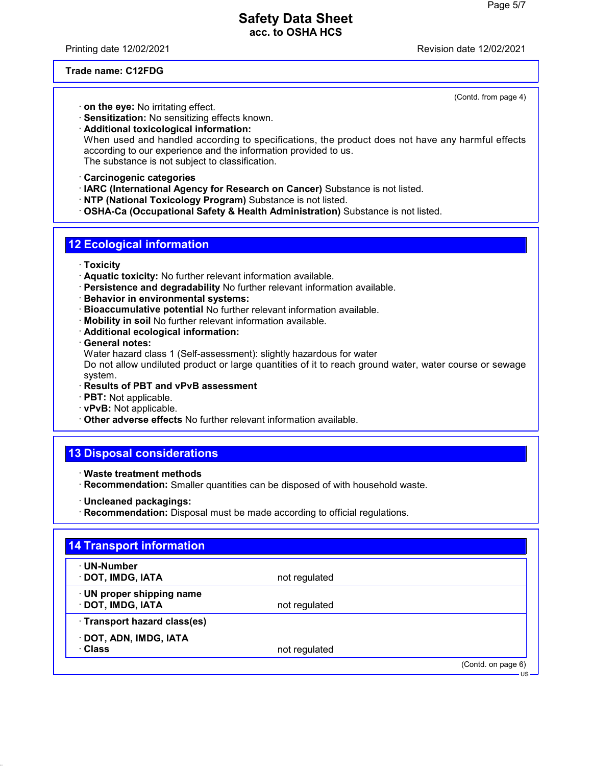Trade name: C12FDG

(Contd. from page 4)

· **on the eye:** No irritating effect.
· **Sensitization:** No sensitizing effects known.
· **Additional toxicological information:**
When used and handled according to specifications, the product does not have any harmful effects according to our experience and the information provided to us.
The substance is not subject to classification.

· **Carcinogenic categories**
· **IARC (International Agency for Research on Cancer)** Substance is not listed.
· **NTP (National Toxicology Program)** Substance is not listed.
· **OSHA-Ca (Occupational Safety & Health Administration)** Substance is not listed.

## 12 Ecological information

· **Toxicity**
· **Aquatic toxicity:** No further relevant information available.
· **Persistence and degradability** No further relevant information available.
· **Behavior in environmental systems:**
· **Bioaccumulative potential** No further relevant information available.
· **Mobility in soil** No further relevant information available.
· **Additional ecological information:**
· **General notes:**
Water hazard class 1 (Self-assessment): slightly hazardous for water
Do not allow undiluted product or large quantities of it to reach ground water, water course or sewage system.
· **Results of PBT and vPvB assessment**
· **PBT:** Not applicable.
· **vPvB:** Not applicable.
· **Other adverse effects** No further relevant information available.

## 13 Disposal considerations

· **Waste treatment methods**
· **Recommendation:** Smaller quantities can be disposed of with household waste.

· **Uncleaned packagings:**
· **Recommendation:** Disposal must be made according to official regulations.

## 14 Transport information

| | |
|---|---|
| · **UN-Number** | |
| · **DOT, IMDG, IATA** | not regulated |
| · **UN proper shipping name** | |
| · **DOT, IMDG, IATA** | not regulated |
| · **Transport hazard class(es)** | |
| · **DOT, ADN, IMDG, IATA** | |
| · **Class** | not regulated |

(Contd. on page 6)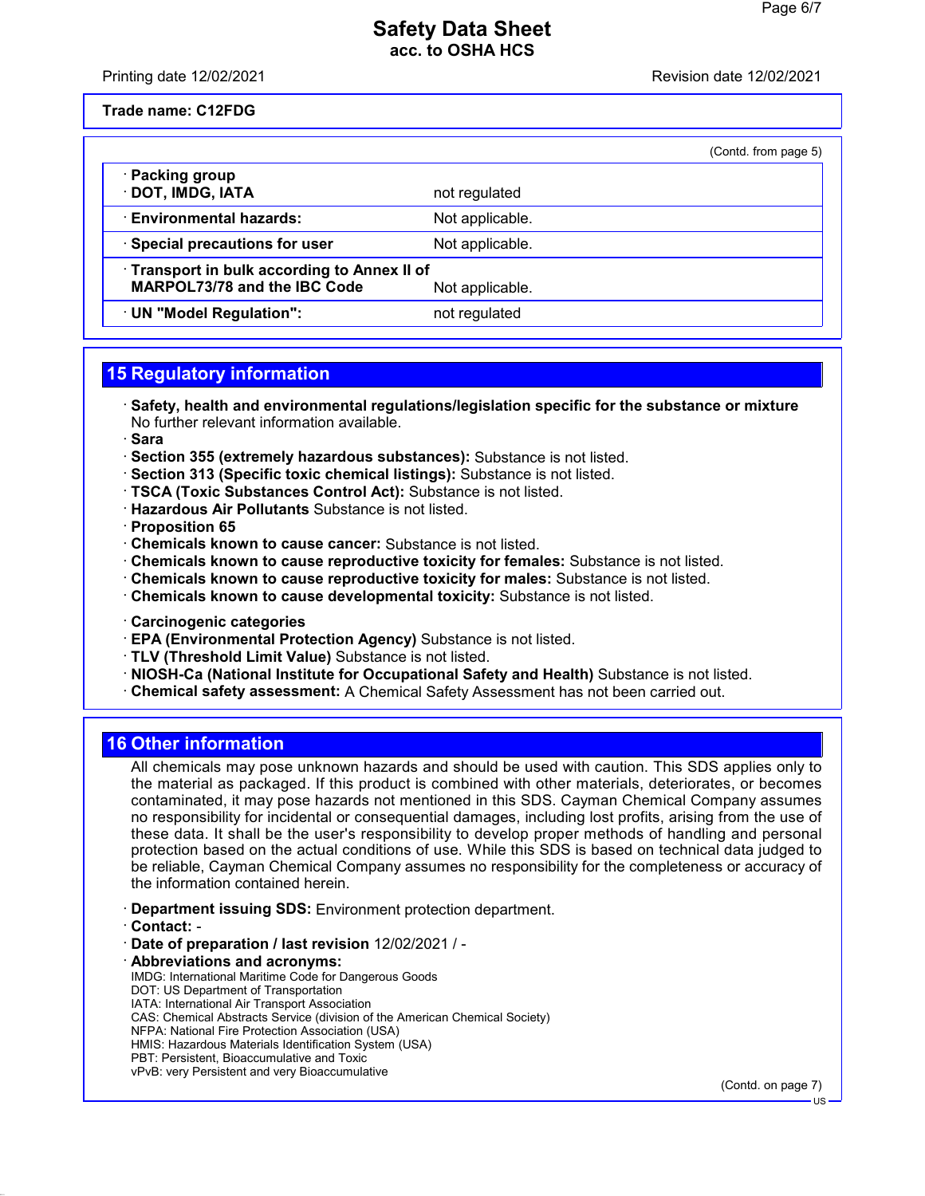Trade name: C12FDG

(Contd. from page 5)

| | |
|---|---|
| · **Packing group** · **DOT, IMDG, IATA** | not regulated |
| · **Environmental hazards:** | Not applicable. |
| · **Special precautions for user** | Not applicable. |
| · **Transport in bulk according to Annex II of MARPOL73/78 and the IBC Code** | Not applicable. |
| · **UN "Model Regulation":** | not regulated |

## 15 Regulatory information

· **Safety, health and environmental regulations/legislation specific for the substance or mixture**
No further relevant information available.
· **Sara**
· **Section 355 (extremely hazardous substances):** Substance is not listed.
· **Section 313 (Specific toxic chemical listings):** Substance is not listed.
· **TSCA (Toxic Substances Control Act):** Substance is not listed.
· **Hazardous Air Pollutants** Substance is not listed.
· **Proposition 65**
· **Chemicals known to cause cancer:** Substance is not listed.
· **Chemicals known to cause reproductive toxicity for females:** Substance is not listed.
· **Chemicals known to cause reproductive toxicity for males:** Substance is not listed.
· **Chemicals known to cause developmental toxicity:** Substance is not listed.

· **Carcinogenic categories**
· **EPA (Environmental Protection Agency)** Substance is not listed.
· **TLV (Threshold Limit Value)** Substance is not listed.
· **NIOSH-Ca (National Institute for Occupational Safety and Health)** Substance is not listed.
· **Chemical safety assessment:** A Chemical Safety Assessment has not been carried out.

## 16 Other information

All chemicals may pose unknown hazards and should be used with caution. This SDS applies only to the material as packaged. If this product is combined with other materials, deteriorates, or becomes contaminated, it may pose hazards not mentioned in this SDS. Cayman Chemical Company assumes no responsibility for incidental or consequential damages, including lost profits, arising from the use of these data. It shall be the user's responsibility to develop proper methods of handling and personal protection based on the actual conditions of use. While this SDS is based on technical data judged to be reliable, Cayman Chemical Company assumes no responsibility for the completeness or accuracy of the information contained herein.

· **Department issuing SDS:** Environment protection department.
· **Contact:** -
· **Date of preparation / last revision** 12/02/2021 / -
· **Abbreviations and acronyms:**
IMDG: International Maritime Code for Dangerous Goods
DOT: US Department of Transportation
IATA: International Air Transport Association
CAS: Chemical Abstracts Service (division of the American Chemical Society)
NFPA: National Fire Protection Association (USA)
HMIS: Hazardous Materials Identification System (USA)
PBT: Persistent, Bioaccumulative and Toxic
vPvB: very Persistent and very Bioaccumulative

(Contd. on page 7)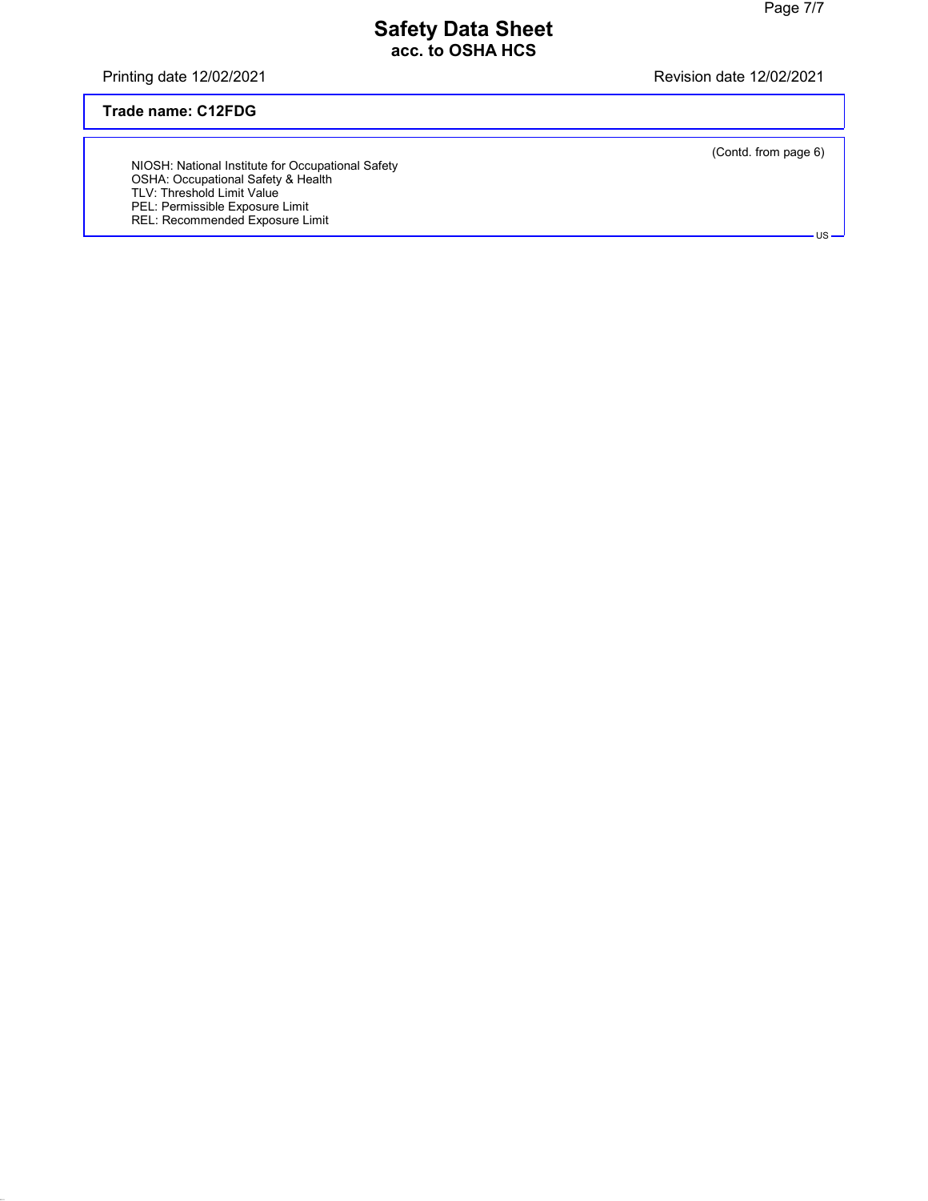**Trade name: C12FDG**

(Contd. from page 6)

NIOSH: National Institute for Occupational Safety
OSHA: Occupational Safety & Health
TLV: Threshold Limit Value
PEL: Permissible Exposure Limit
REL: Recommended Exposure Limit